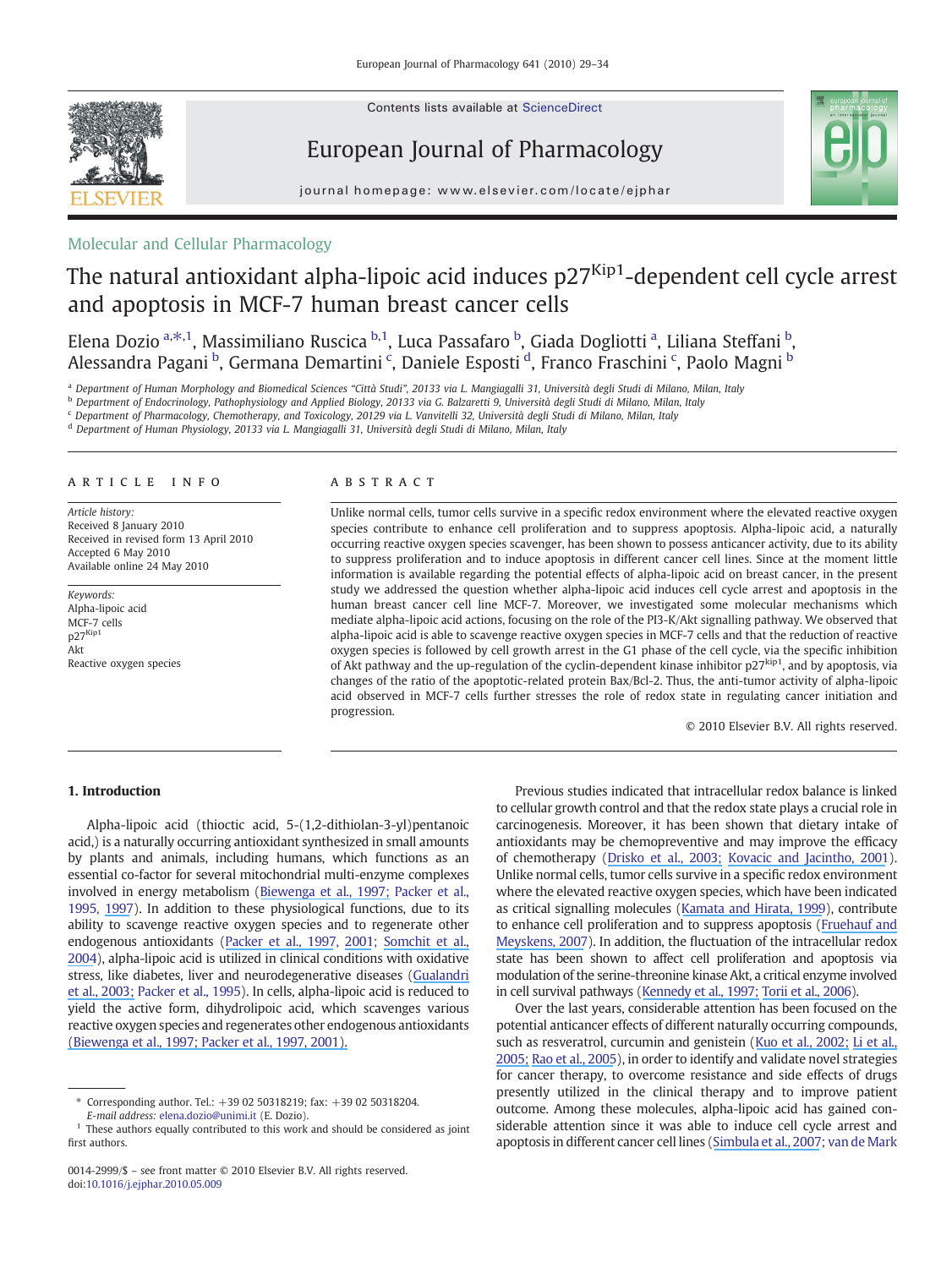Molecular and Cellular Pharmacology

# The natural antioxidant alpha-lipoic acid induces p27$^{Kip1}$-dependent cell cycle arrest and apoptosis in MCF-7 human breast cancer cells

Elena Dozio [a,*,1], Massimiliano Ruscica [b,1], Luca Passafaro [b], Giada Dogliotti [a], Liliana Steffani [b], Alessandra Pagani [b], Germana Demartini [c], Daniele Esposti [d], Franco Fraschini [c], Paolo Magni [b]

[a] Department of Human Morphology and Biomedical Sciences "Città Studi", 20133 via L. Mangiagalli 31, Università degli Studi di Milano, Milan, Italy
[b] Department of Endocrinology, Pathophysiology and Applied Biology, 20133 via G. Balzaretti 9, Università degli Studi di Milano, Milan, Italy
[c] Department of Pharmacology, Chemotherapy, and Toxicology, 20129 via L. Vanvitelli 32, Università degli Studi di Milano, Milan, Italy
[d] Department of Human Physiology, 20133 via L. Mangiagalli 31, Università degli Studi di Milano, Milan, Italy

## ARTICLE INFO

*Article history:*
Received 8 January 2010
Received in revised form 13 April 2010
Accepted 6 May 2010
Available online 24 May 2010

*Keywords:*
Alpha-lipoic acid
MCF-7 cells
p27$^{Kip1}$
Akt
Reactive oxygen species

## ABSTRACT

Unlike normal cells, tumor cells survive in a specific redox environment where the elevated reactive oxygen species contribute to enhance cell proliferation and to suppress apoptosis. Alpha-lipoic acid, a naturally occurring reactive oxygen species scavenger, has been shown to possess anticancer activity, due to its ability to suppress proliferation and to induce apoptosis in different cancer cell lines. Since at the moment little information is available regarding the potential effects of alpha-lipoic acid on breast cancer, in the present study we addressed the question whether alpha-lipoic acid induces cell cycle arrest and apoptosis in the human breast cancer cell line MCF-7. Moreover, we investigated some molecular mechanisms which mediate alpha-lipoic acid actions, focusing on the role of the PI3-K/Akt signalling pathway. We observed that alpha-lipoic acid is able to scavenge reactive oxygen species in MCF-7 cells and that the reduction of reactive oxygen species is followed by cell growth arrest in the G1 phase of the cell cycle, via the specific inhibition of Akt pathway and the up-regulation of the cyclin-dependent kinase inhibitor p27$^{kip1}$, and by apoptosis, via changes of the ratio of the apoptotic-related protein Bax/Bcl-2. Thus, the anti-tumor activity of alpha-lipoic acid observed in MCF-7 cells further stresses the role of redox state in regulating cancer initiation and progression.

© 2010 Elsevier B.V. All rights reserved.

## 1. Introduction

Alpha-lipoic acid (thioctic acid, 5-(1,2-dithiolan-3-yl)pentanoic acid,) is a naturally occurring antioxidant synthesized in small amounts by plants and animals, including humans, which functions as an essential co-factor for several mitochondrial multi-enzyme complexes involved in energy metabolism (Biewenga et al., 1997; Packer et al., 1995, 1997). In addition to these physiological functions, due to its ability to scavenge reactive oxygen species and to regenerate other endogenous antioxidants (Packer et al., 1997, 2001; Somchit et al., 2004), alpha-lipoic acid is utilized in clinical conditions with oxidative stress, like diabetes, liver and neurodegenerative diseases (Gualandri et al., 2003; Packer et al., 1995). In cells, alpha-lipoic acid is reduced to yield the active form, dihydrolipoic acid, which scavenges various reactive oxygen species and regenerates other endogenous antioxidants (Biewenga et al., 1997; Packer et al., 1997, 2001).

Previous studies indicated that intracellular redox balance is linked to cellular growth control and that the redox state plays a crucial role in carcinogenesis. Moreover, it has been shown that dietary intake of antioxidants may be chemopreventive and may improve the efficacy of chemotherapy (Drisko et al., 2003; Kovacic and Jacintho, 2001). Unlike normal cells, tumor cells survive in a specific redox environment where the elevated reactive oxygen species, which have been indicated as critical signalling molecules (Kamata and Hirata, 1999), contribute to enhance cell proliferation and to suppress apoptosis (Fruehauf and Meyskens, 2007). In addition, the fluctuation of the intracellular redox state has been shown to affect cell proliferation and apoptosis via modulation of the serine-threonine kinase Akt, a critical enzyme involved in cell survival pathways (Kennedy et al., 1997; Torii et al., 2006).

Over the last years, considerable attention has been focused on the potential anticancer effects of different naturally occurring compounds, such as resveratrol, curcumin and genistein (Kuo et al., 2002; Li et al., 2005; Rao et al., 2005), in order to identify and validate novel strategies for cancer therapy, to overcome resistance and side effects of drugs presently utilized in the clinical therapy and to improve patient outcome. Among these molecules, alpha-lipoic acid has gained considerable attention since it was able to induce cell cycle arrest and apoptosis in different cancer cell lines (Simbula et al., 2007; van de Mark

* Corresponding author. Tel.: +39 02 50318219; fax: +39 02 50318204.
E-mail address: elena.dozio@unimi.it (E. Dozio).
1 These authors equally contributed to this work and should be considered as joint first authors.

0014-2999/$ – see front matter © 2010 Elsevier B.V. All rights reserved.
doi:10.1016/j.ejphar.2010.05.009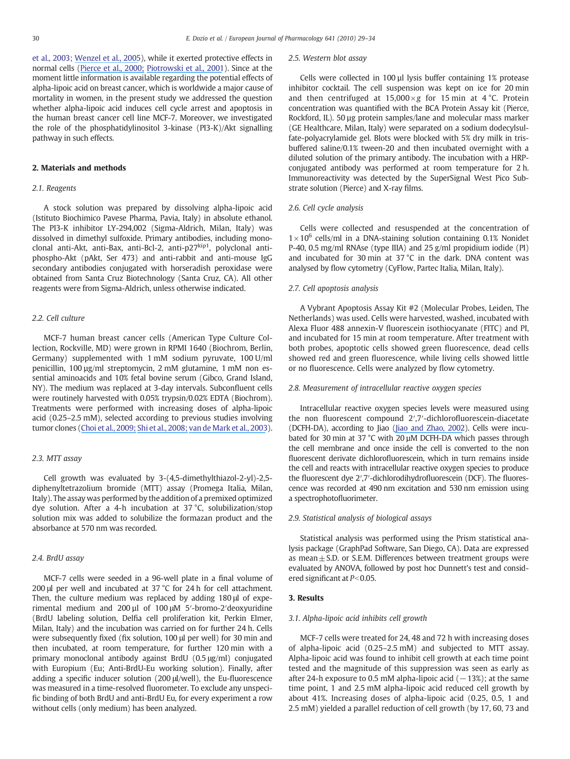et al., 2003; Wenzel et al., 2005), while it exerted protective effects in normal cells (Pierce et al., 2000; Piotrowski et al., 2001). Since at the moment little information is available regarding the potential effects of alpha-lipoic acid on breast cancer, which is worldwide a major cause of mortality in women, in the present study we addressed the question whether alpha-lipoic acid induces cell cycle arrest and apoptosis in the human breast cancer cell line MCF-7. Moreover, we investigated the role of the phosphatidylinositol 3-kinase (PI3-K)/Akt signalling pathway in such effects.

## 2. Materials and methods

### 2.1. Reagents

A stock solution was prepared by dissolving alpha-lipoic acid (Istituto Biochimico Pavese Pharma, Pavia, Italy) in absolute ethanol. The PI3-K inhibitor LY-294,002 (Sigma-Aldrich, Milan, Italy) was dissolved in dimethyl sulfoxide. Primary antibodies, including monoclonal anti-Akt, anti-Bax, anti-Bcl-2, anti-p27$^{kip1}$, polyclonal anti-phospho-Akt (pAkt, Ser 473) and anti-rabbit and anti-mouse IgG secondary antibodies conjugated with horseradish peroxidase were obtained from Santa Cruz Biotechnology (Santa Cruz, CA). All other reagents were from Sigma-Aldrich, unless otherwise indicated.

### 2.2. Cell culture

MCF-7 human breast cancer cells (American Type Culture Collection, Rockville, MD) were grown in RPMI 1640 (Biochrom, Berlin, Germany) supplemented with 1 mM sodium pyruvate, 100 U/ml penicillin, 100 μg/ml streptomycin, 2 mM glutamine, 1 mM non essential aminoacids and 10% fetal bovine serum (Gibco, Grand Island, NY). The medium was replaced at 3-day intervals. Subconfluent cells were routinely harvested with 0.05% trypsin/0.02% EDTA (Biochrom). Treatments were performed with increasing doses of alpha-lipoic acid (0.25–2.5 mM), selected according to previous studies involving tumor clones (Choi et al., 2009; Shi et al., 2008; van de Mark et al., 2003).

### 2.3. MTT assay

Cell growth was evaluated by 3-(4,5-dimethylthiazol-2-yl)-2,5-diphenyltetrazolium bromide (MTT) assay (Promega Italia, Milan, Italy). The assay was performed by the addition of a premixed optimized dye solution. After a 4-h incubation at 37 °C, solubilization/stop solution mix was added to solubilize the formazan product and the absorbance at 570 nm was recorded.

### 2.4. BrdU assay

MCF-7 cells were seeded in a 96-well plate in a final volume of 200 μl per well and incubated at 37 °C for 24 h for cell attachment. Then, the culture medium was replaced by adding 180 μl of experimental medium and 200 μl of 100 μM 5′-bromo-2′deoxyuridine (BrdU labeling solution, Delfia cell proliferation kit, Perkin Elmer, Milan, Italy) and the incubation was carried on for further 24 h. Cells were subsequently fixed (fix solution, 100 μl per well) for 30 min and then incubated, at room temperature, for further 120 min with a primary monoclonal antibody against BrdU (0.5 μg/ml) conjugated with Europium (Eu; Anti-BrdU-Eu working solution). Finally, after adding a specific inducer solution (200 μl/well), the Eu-fluorescence was measured in a time-resolved fluorometer. To exclude any unspecific binding of both BrdU and anti-BrdU Eu, for every experiment a row without cells (only medium) has been analyzed.

### 2.5. Western blot assay

Cells were collected in 100 μl lysis buffer containing 1% protease inhibitor cocktail. The cell suspension was kept on ice for 20 min and then centrifuged at 15,000 × g for 15 min at 4 °C. Protein concentration was quantified with the BCA Protein Assay kit (Pierce, Rockford, IL). 50 μg protein samples/lane and molecular mass marker (GE Healthcare, Milan, Italy) were separated on a sodium dodecylsulfate-polyacrylamide gel. Blots were blocked with 5% dry milk in tris-buffered saline/0.1% tween-20 and then incubated overnight with a diluted solution of the primary antibody. The incubation with a HRP-conjugated antibody was performed at room temperature for 2 h. Immunoreactivity was detected by the SuperSignal West Pico Substrate solution (Pierce) and X-ray films.

### 2.6. Cell cycle analysis

Cells were collected and resuspended at the concentration of $1 \times 10^6$ cells/ml in a DNA-staining solution containing 0.1% Nonidet P-40, 0.5 mg/ml RNAse (type IIIA) and 25 g/ml propidium iodide (PI) and incubated for 30 min at 37 °C in the dark. DNA content was analysed by flow cytometry (CyFlow, Partec Italia, Milan, Italy).

### 2.7. Cell apoptosis analysis

A Vybrant Apoptosis Assay Kit #2 (Molecular Probes, Leiden, The Netherlands) was used. Cells were harvested, washed, incubated with Alexa Fluor 488 annexin-V fluorescein isothiocyanate (FITC) and PI, and incubated for 15 min at room temperature. After treatment with both probes, apoptotic cells showed green fluorescence, dead cells showed red and green fluorescence, while living cells showed little or no fluorescence. Cells were analyzed by flow cytometry.

### 2.8. Measurement of intracellular reactive oxygen species

Intracellular reactive oxygen species levels were measured using the non fluorescent compound 2′,7′-dichlorofluorescein-diacetate (DCFH-DA), according to Jiao (Jiao and Zhao, 2002). Cells were incubated for 30 min at 37 °C with 20 μM DCFH-DA which passes through the cell membrane and once inside the cell is converted to the non fluorescent derivate dichlorofluorescein, which in turn remains inside the cell and reacts with intracellular reactive oxygen species to produce the fluorescent dye 2′,7′-dichlorodihydrofluorescein (DCF). The fluorescence was recorded at 490 nm excitation and 530 nm emission using a spectrophotofluorimeter.

### 2.9. Statistical analysis of biological assays

Statistical analysis was performed using the Prism statistical analysis package (GraphPad Software, San Diego, CA). Data are expressed as mean ± S.D. or S.E.M. Differences between treatment groups were evaluated by ANOVA, followed by post hoc Dunnett's test and considered significant at $P < 0.05$.

## 3. Results

### 3.1. Alpha-lipoic acid inhibits cell growth

MCF-7 cells were treated for 24, 48 and 72 h with increasing doses of alpha-lipoic acid (0.25–2.5 mM) and subjected to MTT assay. Alpha-lipoic acid was found to inhibit cell growth at each time point tested and the magnitude of this suppression was seen as early as after 24-h exposure to 0.5 mM alpha-lipoic acid (−13%); at the same time point, 1 and 2.5 mM alpha-lipoic acid reduced cell growth by about 41%. Increasing doses of alpha-lipoic acid (0.25, 0.5, 1 and 2.5 mM) yielded a parallel reduction of cell growth (by 17, 60, 73 and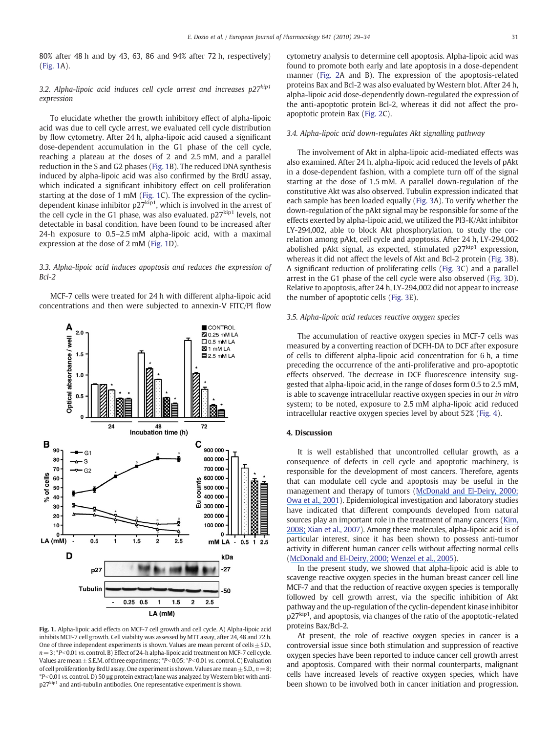80% after 48 h and by 43, 63, 86 and 94% after 72 h, respectively) (Fig. 1A).

### 3.2. Alpha-lipoic acid induces cell cycle arrest and increases p27$^{kip1}$ expression

To elucidate whether the growth inhibitory effect of alpha-lipoic acid was due to cell cycle arrest, we evaluated cell cycle distribution by flow cytometry. After 24 h, alpha-lipoic acid caused a significant dose-dependent accumulation in the G1 phase of the cell cycle, reaching a plateau at the doses of 2 and 2.5 mM, and a parallel reduction in the S and G2 phases (Fig. 1B). The reduced DNA synthesis induced by alpha-lipoic acid was also confirmed by the BrdU assay, which indicated a significant inhibitory effect on cell proliferation starting at the dose of 1 mM (Fig. 1C). The expression of the cyclin-dependent kinase inhibitor p27$^{kip1}$, which is involved in the arrest of the cell cycle in the G1 phase, was also evaluated. p27$^{kip1}$ levels, not detectable in basal condition, have been found to be increased after 24-h exposure to 0.5–2.5 mM alpha-lipoic acid, with a maximal expression at the dose of 2 mM (Fig. 1D).

### 3.3. Alpha-lipoic acid induces apoptosis and reduces the expression of Bcl-2

MCF-7 cells were treated for 24 h with different alpha-lipoic acid concentrations and then were subjected to annexin-V FITC/PI flow cytometry analysis to determine cell apoptosis. Alpha-lipoic acid was found to promote both early and late apoptosis in a dose-dependent manner (Fig. 2A and B). The expression of the apoptosis-related proteins Bax and Bcl-2 was also evaluated by Western blot. After 24 h, alpha-lipoic acid dose-dependently down-regulated the expression of the anti-apoptotic protein Bcl-2, whereas it did not affect the pro-apoptotic protein Bax (Fig. 2C).

**Fig. 1.** Alpha-lipoic acid effects on MCF-7 cell growth and cell cycle. A) Alpha-lipoic acid inhibits MCF-7 cell growth. Cell viability was assessed by MTT assay, after 24, 48 and 72 h. One of three independent experiments is shown. Values are mean percent of cells ± S.D., $n = 3$; *$P < 0.01$ vs. control. B) Effect of 24-h alpha-lipoic acid treatment on MCF-7 cell cycle. Values are mean ± S.E.M. of three experiments; *$P < 0.05$; °$P < 0.01$ vs. control. C) Evaluation of cell proliferation by BrdU assay. One experiment is shown. Values are mean ± S.D., $n = 8$; *$P < 0.01$ vs. control. D) 50 μg protein extract/lane was analyzed by Western blot with anti-p27$^{kip1}$ and anti-tubulin antibodies. One representative experiment is shown.

### 3.4. Alpha-lipoic acid down-regulates Akt signalling pathway

The involvement of Akt in alpha-lipoic acid-mediated effects was also examined. After 24 h, alpha-lipoic acid reduced the levels of pAkt in a dose-dependent fashion, with a complete turn off of the signal starting at the dose of 1.5 mM. A parallel down-regulation of the constitutive Akt was also observed. Tubulin expression indicated that each sample has been loaded equally (Fig. 3A). To verify whether the down-regulation of the pAkt signal may be responsible for some of the effects exerted by alpha-lipoic acid, we utilized the PI3-K/Akt inhibitor LY-294,002, able to block Akt phosphorylation, to study the correlation among pAkt, cell cycle and apoptosis. After 24 h, LY-294,002 abolished pAkt signal, as expected, stimulated p27$^{kip1}$ expression, whereas it did not affect the levels of Akt and Bcl-2 protein (Fig. 3B). A significant reduction of proliferating cells (Fig. 3C) and a parallel arrest in the G1 phase of the cell cycle were also observed (Fig. 3D). Relative to apoptosis, after 24 h, LY-294,002 did not appear to increase the number of apoptotic cells (Fig. 3E).

### 3.5. Alpha-lipoic acid reduces reactive oxygen species

The accumulation of reactive oxygen species in MCF-7 cells was measured by a converting reaction of DCFH-DA to DCF after exposure of cells to different alpha-lipoic acid concentration for 6 h, a time preceding the occurrence of the anti-proliferative and pro-apoptotic effects observed. The decrease in DCF fluorescence intensity suggested that alpha-lipoic acid, in the range of doses form 0.5 to 2.5 mM, is able to scavenge intracellular reactive oxygen species in our *in vitro* system; to be noted, exposure to 2.5 mM alpha-lipoic acid reduced intracellular reactive oxygen species level by about 52% (Fig. 4).

## 4. Discussion

It is well established that uncontrolled cellular growth, as a consequence of defects in cell cycle and apoptotic machinery, is responsible for the development of most cancers. Therefore, agents that can modulate cell cycle and apoptosis may be useful in the management and therapy of tumors (McDonald and El-Deiry, 2000; Owa et al., 2001). Epidemiological investigation and laboratory studies have indicated that different compounds developed from natural sources play an important role in the treatment of many cancers (Kim, 2008; Xian et al., 2007). Among these molecules, alpha-lipoic acid is of particular interest, since it has been shown to possess anti-tumor activity in different human cancer cells without affecting normal cells (McDonald and El-Deiry, 2000; Wenzel et al., 2005).

In the present study, we showed that alpha-lipoic acid is able to scavenge reactive oxygen species in the human breast cancer cell line MCF-7 and that the reduction of reactive oxygen species is temporally followed by cell growth arrest, via the specific inhibition of Akt pathway and the up-regulation of the cyclin-dependent kinase inhibitor p27$^{kip1}$, and apoptosis, via changes of the ratio of the apoptotic-related proteins Bax/Bcl-2.

At present, the role of reactive oxygen species in cancer is a controversial issue since both stimulation and suppression of reactive oxygen species have been reported to induce cancer cell growth arrest and apoptosis. Compared with their normal counterparts, malignant cells have increased levels of reactive oxygen species, which have been shown to be involved both in cancer initiation and progression.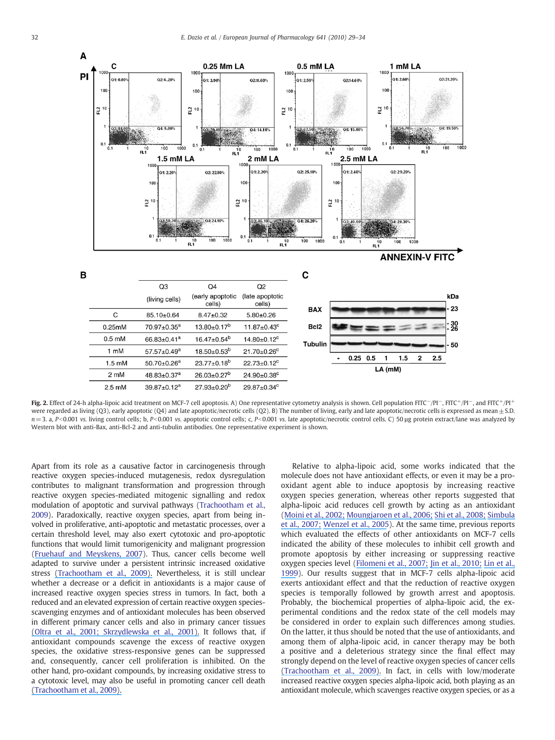| | Q3 (living cells) | Q4 (early apoptotic cells) | Q2 (late apoptotic cells) |
|---|---|---|---|
| C | 85.10±0.64 | 8.47±0.32 | 5.80±0.26 |
| 0.25mM | 70.97±0.35$^a$ | 13.80±0.17$^b$ | 11.87±0.43$^c$ |
| 0.5 mM | 66.83±0.41$^a$ | 16.47±0.54$^b$ | 14.80±0.12$^c$ |
| 1 mM | 57.57±0.49$^a$ | 18.50±0.53$^b$ | 21.70±0.26$^c$ |
| 1.5 mM | 50.70±0.26$^a$ | 23.77±0.18$^b$ | 22.73±0.12$^c$ |
| 2 mM | 48.83±0.37$^a$ | 26.03±0.27$^b$ | 24.90±0.38$^c$ |
| 2.5 mM | 39.87±0.12$^a$ | 27.93±0.20$^b$ | 29.87±0.34$^c$ |

**Fig. 2.** Effect of 24-h alpha-lipoic acid treatment on MCF-7 cell apoptosis. A) One representative cytometry analysis is shown. Cell population FITC$^-$/PI$^-$, FITC$^+$/PI$^-$, and FITC$^+$/PI$^+$ were regarded as living (Q3), early apoptotic (Q4) and late apoptotic/necrotic cells (Q2). B) The number of living, early and late apoptotic/necrotic cells is expressed as mean ± S.D. $n = 3$. a, $P<0.001$ vs. living control cells; b, $P<0.001$ vs. apoptotic control cells; c, $P<0.001$ vs. late apoptotic/necrotic control cells. C) 50 µg protein extract/lane was analyzed by Western blot with anti-Bax, anti-Bcl-2 and anti-tubulin antibodies. One representative experiment is shown.

Apart from its role as a causative factor in carcinogenesis through reactive oxygen species-induced mutagenesis, redox dysregulation contributes to malignant transformation and progression through reactive oxygen species-mediated mitogenic signalling and redox modulation of apoptotic and survival pathways (Trachootham et al., 2009). Paradoxically, reactive oxygen species, apart from being involved in proliferative, anti-apoptotic and metastatic processes, over a certain threshold level, may also exert cytotoxic and pro-apoptotic functions that would limit tumorigenicity and malignant progression (Fruehauf and Meyskens, 2007). Thus, cancer cells become well adapted to survive under a persistent intrinsic increased oxidative stress (Trachootham et al., 2009). Nevertheless, it is still unclear whether a decrease or a deficit in antioxidants is a major cause of increased reactive oxygen species stress in tumors. In fact, both a reduced and an elevated expression of certain reactive oxygen species-scavenging enzymes and of antioxidant molecules has been observed in different primary cancer cells and also in primary cancer tissues (Oltra et al., 2001; Skrzydlewska et al., 2001). It follows that, if antioxidant compounds scavenge the excess of reactive oxygen species, the oxidative stress-responsive genes can be suppressed and, consequently, cancer cell proliferation is inhibited. On the other hand, pro-oxidant compounds, by increasing oxidative stress to a cytotoxic level, may also be useful in promoting cancer cell death (Trachootham et al., 2009).

Relative to alpha-lipoic acid, some works indicated that the molecule does not have antioxidant effects, or even it may be a pro-oxidant agent able to induce apoptosis by increasing reactive oxygen species generation, whereas other reports suggested that alpha-lipoic acid reduces cell growth by acting as an antioxidant (Moini et al., 2002; Moungjaroen et al., 2006; Shi et al., 2008; Simbula et al., 2007; Wenzel et al., 2005). At the same time, previous reports which evaluated the effects of other antioxidants on MCF-7 cells indicated the ability of these molecules to inhibit cell growth and promote apoptosis by either increasing or suppressing reactive oxygen species level (Filomeni et al., 2007; Jin et al., 2010; Lin et al., 1999). Our results suggest that in MCF-7 cells alpha-lipoic acid exerts antioxidant effect and that the reduction of reactive oxygen species is temporally followed by growth arrest and apoptosis. Probably, the biochemical properties of alpha-lipoic acid, the experimental conditions and the redox state of the cell models may be considered in order to explain such differences among studies. On the latter, it thus should be noted that the use of antioxidants, and among them of alpha-lipoic acid, in cancer therapy may be both a positive and a deleterious strategy since the final effect may strongly depend on the level of reactive oxygen species of cancer cells (Trachootham et al., 2009). In fact, in cells with low/moderate increased reactive oxygen species alpha-lipoic acid, both playing as an antioxidant molecule, which scavenges reactive oxygen species, or as a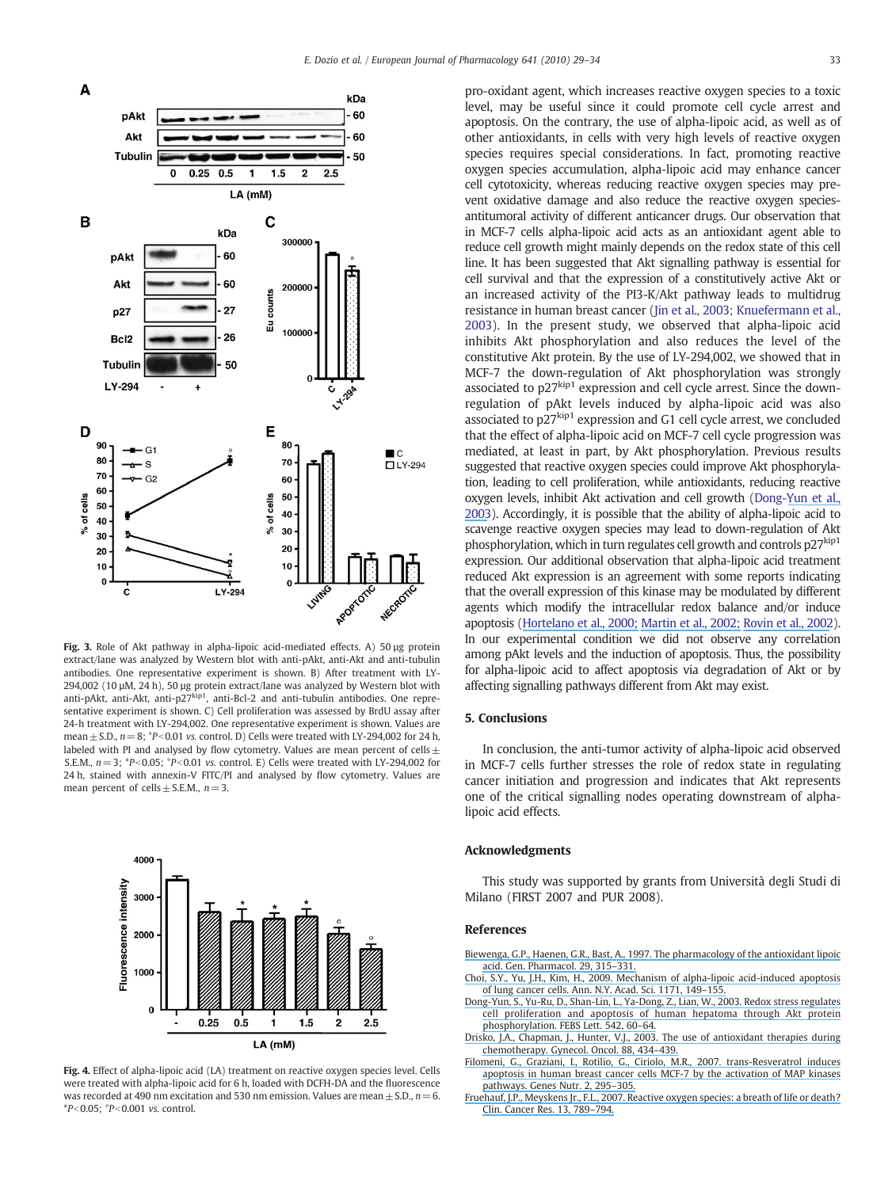Fig. 3. Role of Akt pathway in alpha-lipoic acid-mediated effects. A) 50 μg protein extract/lane was analyzed by Western blot with anti-pAkt, anti-Akt and anti-tubulin antibodies. One representative experiment is shown. B) After treatment with LY-294,002 (10 μM, 24 h), 50 μg protein extract/lane was analyzed by Western blot with anti-pAkt, anti-Akt, anti-p27[kip1], anti-Bcl-2 and anti-tubulin antibodies. One representative experiment is shown. C) Cell proliferation was assessed by BrdU assay after 24-h treatment with LY-294,002. One representative experiment is shown. Values are mean ± S.D., $n = 8$; °$P < 0.01$ vs. control. D) Cells were treated with LY-294,002 for 24 h, labeled with PI and analysed by flow cytometry. Values are mean percent of cells ± S.E.M., $n = 3$; *$P < 0.05$; °$P < 0.01$ vs. control. E) Cells were treated with LY-294,002 for 24 h, stained with annexin-V FITC/PI and analysed by flow cytometry. Values are mean percent of cells ± S.E.M., $n = 3$.

Fig. 4. Effect of alpha-lipoic acid (LA) treatment on reactive oxygen species level. Cells were treated with alpha-lipoic acid for 6 h, loaded with DCFH-DA and the fluorescence was recorded at 490 nm excitation and 530 nm emission. Values are mean ± S.D., $n = 6$. *$P < 0.05$; °$P < 0.001$ vs. control.

pro-oxidant agent, which increases reactive oxygen species to a toxic level, may be useful since it could promote cell cycle arrest and apoptosis. On the contrary, the use of alpha-lipoic acid, as well as of other antioxidants, in cells with very high levels of reactive oxygen species requires special considerations. In fact, promoting reactive oxygen species accumulation, alpha-lipoic acid may enhance cancer cell cytotoxicity, whereas reducing reactive oxygen species may prevent oxidative damage and also reduce the reactive oxygen species-antitumoral activity of different anticancer drugs. Our observation that in MCF-7 cells alpha-lipoic acid acts as an antioxidant agent able to reduce cell growth might mainly depends on the redox state of this cell line. It has been suggested that Akt signalling pathway is essential for cell survival and that the expression of a constitutively active Akt or an increased activity of the PI3-K/Akt pathway leads to multidrug resistance in human breast cancer (Jin et al., 2003; Knuefermann et al., 2003). In the present study, we observed that alpha-lipoic acid inhibits Akt phosphorylation and also reduces the level of the constitutive Akt protein. By the use of LY-294,002, we showed that in MCF-7 the down-regulation of Akt phosphorylation was strongly associated to p27[kip1] expression and cell cycle arrest. Since the down-regulation of pAkt levels induced by alpha-lipoic acid was also associated to p27[kip1] expression and G1 cell cycle arrest, we concluded that the effect of alpha-lipoic acid on MCF-7 cell cycle progression was mediated, at least in part, by Akt phosphorylation. Previous results suggested that reactive oxygen species could improve Akt phosphorylation, leading to cell proliferation, while antioxidants, reducing reactive oxygen levels, inhibit Akt activation and cell growth (Dong-Yun et al., 2003). Accordingly, it is possible that the ability of alpha-lipoic acid to scavenge reactive oxygen species may lead to down-regulation of Akt phosphorylation, which in turn regulates cell growth and controls p27[kip1] expression. Our additional observation that alpha-lipoic acid treatment reduced Akt expression is an agreement with some reports indicating that the overall expression of this kinase may be modulated by different agents which modify the intracellular redox balance and/or induce apoptosis (Hortelano et al., 2000; Martin et al., 2002; Rovin et al., 2002). In our experimental condition we did not observe any correlation among pAkt levels and the induction of apoptosis. Thus, the possibility for alpha-lipoic acid to affect apoptosis via degradation of Akt or by affecting signalling pathways different from Akt may exist.

## 5. Conclusions

In conclusion, the anti-tumor activity of alpha-lipoic acid observed in MCF-7 cells further stresses the role of redox state in regulating cancer initiation and progression and indicates that Akt represents one of the critical signalling nodes operating downstream of alpha-lipoic acid effects.

## Acknowledgments

This study was supported by grants from Università degli Studi di Milano (FIRST 2007 and PUR 2008).

## References

Biewenga, G.P., Haenen, G.R., Bast, A., 1997. The pharmacology of the antioxidant lipoic acid. Gen. Pharmacol. 29, 315–331.

Choi, S.Y., Yu, J.H., Kim, H., 2009. Mechanism of alpha-lipoic acid-induced apoptosis of lung cancer cells. Ann. N.Y. Acad. Sci. 1171, 149–155.

Dong-Yun, S., Yu-Ru, D., Shan-Lin, L., Ya-Dong, Z., Lian, W., 2003. Redox stress regulates cell proliferation and apoptosis of human hepatoma through Akt protein phosphorylation. FEBS Lett. 542, 60–64.

Drisko, J.A., Chapman, J., Hunter, V.J., 2003. The use of antioxidant therapies during chemotherapy. Gynecol. Oncol. 88, 434–439.

Filomeni, G., Graziani, I., Rotilio, G., Ciriolo, M.R., 2007. trans-Resveratrol induces apoptosis in human breast cancer cells MCF-7 by the activation of MAP kinases pathways. Genes Nutr. 2, 295–305.

Fruehauf, J.P., Meyskens Jr., F.L., 2007. Reactive oxygen species: a breath of life or death? Clin. Cancer Res. 13, 789–794.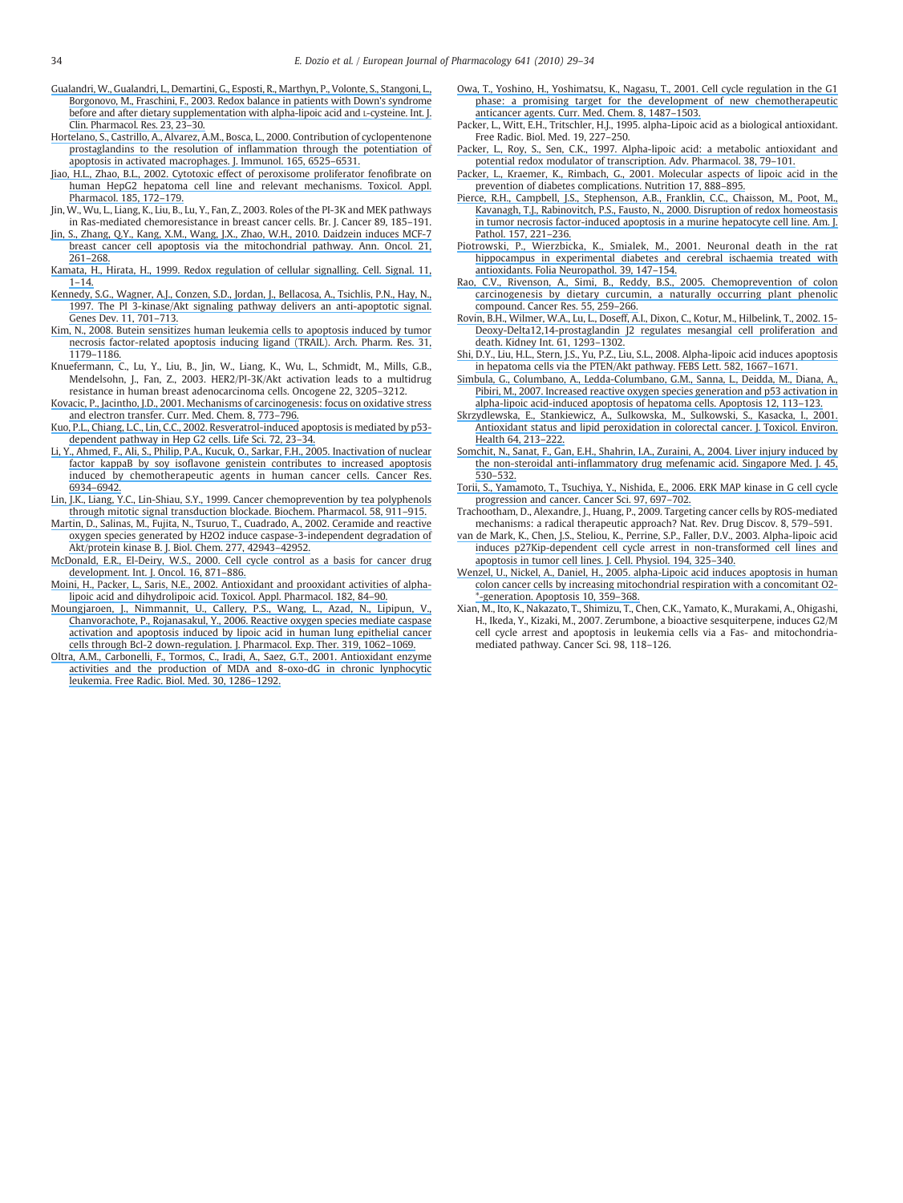Gualandri, W., Gualandri, L., Demartini, G., Esposti, R., Marthyn, P., Volonte, S., Stangoni, L., Borgonovo, M., Fraschini, F., 2003. Redox balance in patients with Down's syndrome before and after dietary supplementation with alpha-lipoic acid and L-cysteine. Int. J. Clin. Pharmacol. Res. 23, 23–30.

Hortelano, S., Castrillo, A., Alvarez, A.M., Bosca, L., 2000. Contribution of cyclopentenone prostaglandins to the resolution of inflammation through the potentiation of apoptosis in activated macrophages. J. Immunol. 165, 6525–6531.

Jiao, H.L., Zhao, B.L., 2002. Cytotoxic effect of peroxisome proliferator fenofibrate on human HepG2 hepatoma cell line and relevant mechanisms. Toxicol. Appl. Pharmacol. 185, 172–179.

Jin, W., Wu, L., Liang, K., Liu, B., Lu, Y., Fan, Z., 2003. Roles of the PI-3K and MEK pathways in Ras-mediated chemoresistance in breast cancer cells. Br. J. Cancer 89, 185–191.

Jin, S., Zhang, Q.Y., Kang, X.M., Wang, J.X., Zhao, W.H., 2010. Daidzein induces MCF-7 breast cancer cell apoptosis via the mitochondrial pathway. Ann. Oncol. 21, 261–268.

Kamata, H., Hirata, H., 1999. Redox regulation of cellular signalling. Cell. Signal. 11, 1–14.

Kennedy, S.G., Wagner, A.J., Conzen, S.D., Jordan, J., Bellacosa, A., Tsichlis, P.N., Hay, N., 1997. The PI 3-kinase/Akt signaling pathway delivers an anti-apoptotic signal. Genes Dev. 11, 701–713.

Kim, N., 2008. Butein sensitizes human leukemia cells to apoptosis induced by tumor necrosis factor-related apoptosis inducing ligand (TRAIL). Arch. Pharm. Res. 31, 1179–1186.

Knuefermann, C., Lu, Y., Liu, B., Jin, W., Liang, K., Wu, L., Schmidt, M., Mills, G.B., Mendelsohn, J., Fan, Z., 2003. HER2/PI-3K/Akt activation leads to a multidrug resistance in human breast adenocarcinoma cells. Oncogene 22, 3205–3212.

Kovacic, P., Jacintho, J.D., 2001. Mechanisms of carcinogenesis: focus on oxidative stress and electron transfer. Curr. Med. Chem. 8, 773–796.

Kuo, P.L., Chiang, L.C., Lin, C.C., 2002. Resveratrol-induced apoptosis is mediated by p53-dependent pathway in Hep G2 cells. Life Sci. 72, 23–34.

Li, Y., Ahmed, F., Ali, S., Philip, P.A., Kucuk, O., Sarkar, F.H., 2005. Inactivation of nuclear factor kappaB by soy isoflavone genistein contributes to increased apoptosis induced by chemotherapeutic agents in human cancer cells. Cancer Res. 6934–6942.

Lin, J.K., Liang, Y.C., Lin-Shiau, S.Y., 1999. Cancer chemoprevention by tea polyphenols through mitotic signal transduction blockade. Biochem. Pharmacol. 58, 911–915.

Martin, D., Salinas, M., Fujita, N., Tsuruo, T., Cuadrado, A., 2002. Ceramide and reactive oxygen species generated by H2O2 induce caspase-3-independent degradation of Akt/protein kinase B. J. Biol. Chem. 277, 42943–42952.

McDonald, E.R., El-Deiry, W.S., 2000. Cell cycle control as a basis for cancer drug development. Int. J. Oncol. 16, 871–886.

Moini, H., Packer, L., Saris, N.E., 2002. Antioxidant and prooxidant activities of alpha-lipoic acid and dihydrolipoic acid. Toxicol. Appl. Pharmacol. 182, 84–90.

Moungjaroen, J., Nimmannit, U., Callery, P.S., Wang, L., Azad, N., Lipipun, V., Chanvorachote, P., Rojanasakul, Y., 2006. Reactive oxygen species mediate caspase activation and apoptosis induced by lipoic acid in human lung epithelial cancer cells through Bcl-2 down-regulation. J. Pharmacol. Exp. Ther. 319, 1062–1069.

Oltra, A.M., Carbonelli, F., Tormos, C., Iradi, A., Saez, G.T., 2001. Antioxidant enzyme activities and the production of MDA and 8-oxo-dG in chronic lynphocytic leukemia. Free Radic. Biol. Med. 30, 1286–1292.

Owa, T., Yoshino, H., Yoshimatsu, K., Nagasu, T., 2001. Cell cycle regulation in the G1 phase: a promising target for the development of new chemotherapeutic anticancer agents. Curr. Med. Chem. 8, 1487–1503.

Packer, L., Witt, E.H., Tritschler, H.J., 1995. alpha-Lipoic acid as a biological antioxidant. Free Radic. Biol. Med. 19, 227–250.

Packer, L., Roy, S., Sen, C.K., 1997. Alpha-lipoic acid: a metabolic antioxidant and potential redox modulator of transcription. Adv. Pharmacol. 38, 79–101.

Packer, L., Kraemer, K., Rimbach, G., 2001. Molecular aspects of lipoic acid in the prevention of diabetes complications. Nutrition 17, 888–895.

Pierce, R.H., Campbell, J.S., Stephenson, A.B., Franklin, C.C., Chaisson, M., Poot, M., Kavanagh, T.J., Rabinovitch, P.S., Fausto, N., 2000. Disruption of redox homeostasis in tumor necrosis factor-induced apoptosis in a murine hepatocyte cell line. Am. J. Pathol. 157, 221–236.

Piotrowski, P., Wierzbicka, K., Smialek, M., 2001. Neuronal death in the rat hippocampus in experimental diabetes and cerebral ischaemia treated with antioxidants. Folia Neuropathol. 39, 147–154.

Rao, C.V., Rivenson, A., Simi, B., Reddy, B.S., 2005. Chemoprevention of colon carcinogenesis by dietary curcumin, a naturally occurring plant phenolic compound. Cancer Res. 55, 259–266.

Rovin, B.H., Wilmer, W.A., Lu, L., Doseff, A.I., Dixon, C., Kotur, M., Hilbelink, T., 2002. 15-Deoxy-Delta12,14-prostaglandin J2 regulates mesangial cell proliferation and death. Kidney Int. 61, 1293–1302.

Shi, D.Y., Liu, H.L., Stern, J.S., Yu, P.Z., Liu, S.L., 2008. Alpha-lipoic acid induces apoptosis in hepatoma cells via the PTEN/Akt pathway. FEBS Lett. 582, 1667–1671.

Simbula, G., Columbano, A., Ledda-Columbano, G.M., Sanna, L., Deidda, M., Diana, A., Pibiri, M., 2007. Increased reactive oxygen species generation and p53 activation in alpha-lipoic acid-induced apoptosis of hepatoma cells. Apoptosis 12, 113–123.

Skrzydlewska, E., Stankiewicz, A., Sulkowska, M., Sulkowski, S., Kasacka, I., 2001. Antioxidant status and lipid peroxidation in colorectal cancer. J. Toxicol. Environ. Health 64, 213–222.

Somchit, N., Sanat, F., Gan, E.H., Shahrin, I.A., Zuraini, A., 2004. Liver injury induced by the non-steroidal anti-inflammatory drug mefenamic acid. Singapore Med. J. 45, 530–532.

Torii, S., Yamamoto, T., Tsuchiya, Y., Nishida, E., 2006. ERK MAP kinase in G cell cycle progression and cancer. Cancer Sci. 97, 697–702.

Trachootham, D., Alexandre, J., Huang, P., 2009. Targeting cancer cells by ROS-mediated mechanisms: a radical therapeutic approach? Nat. Rev. Drug Discov. 8, 579–591.

van de Mark, K., Chen, J.S., Steliou, K., Perrine, S.P., Faller, D.V., 2003. Alpha-lipoic acid induces p27Kip-dependent cell cycle arrest in non-transformed cell lines and apoptosis in tumor cell lines. J. Cell. Physiol. 194, 325–340.

Wenzel, U., Nickel, A., Daniel, H., 2005. alpha-Lipoic acid induces apoptosis in human colon cancer cells by increasing mitochondrial respiration with a concomitant O2-*-generation. Apoptosis 10, 359–368.

Xian, M., Ito, K., Nakazato, T., Shimizu, T., Chen, C.K., Yamato, K., Murakami, A., Ohigashi, H., Ikeda, Y., Kizaki, M., 2007. Zerumbone, a bioactive sesquiterpene, induces G2/M cell cycle arrest and apoptosis in leukemia cells via a Fas- and mitochondria-mediated pathway. Cancer Sci. 98, 118–126.